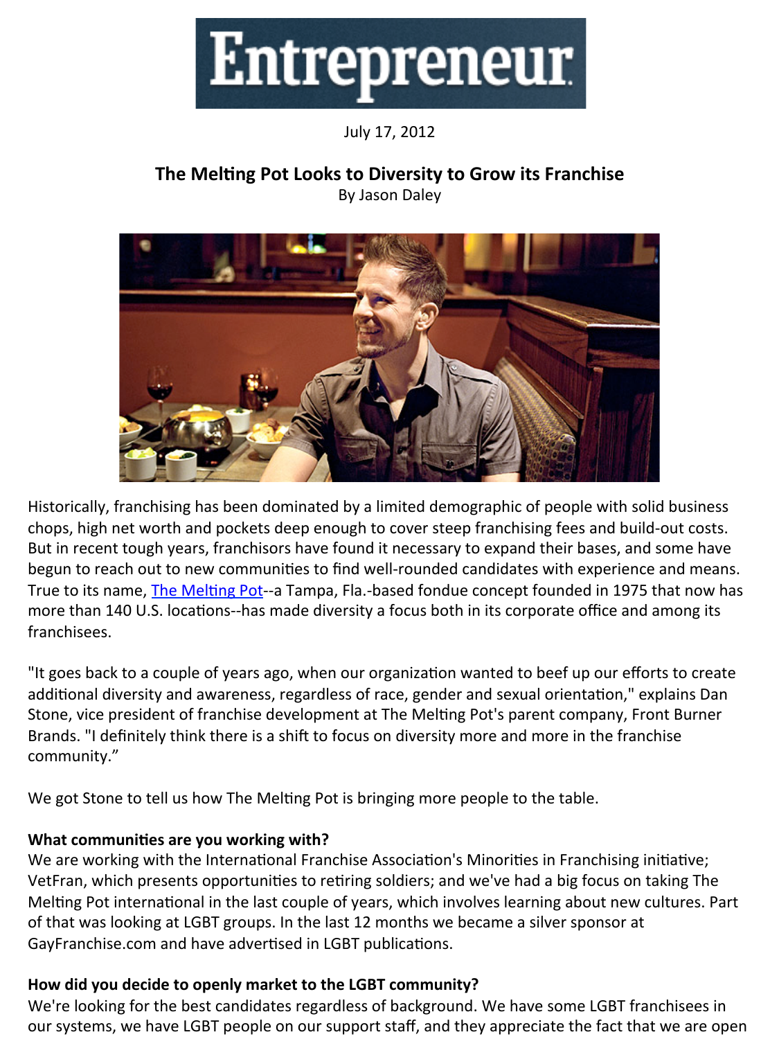# Entrepreneur

July 17, 2012

## The Melting Pot Looks to Diversity to Grow its Franchise

By Jason Daley

Historically, franchising has been dominated by a limited demographic of people with solid business chops, high net worth and pockets deep enough to cover steep franchising fees and build-out costs. But in recent tough years, franchisors have found it necessary to expand their bases, and some have begun to reach out to new communities to find well-rounded candidates with experience and means. True to its name, [The Melting Pot]--a Tampa, Fla.-based fondue concept founded in 1975 that now has more than 140 U.S. locations--has made diversity a focus both in its corporate office and among its franchisees.

"It goes back to a couple of years ago, when our organization wanted to beef up our efforts to create additional diversity and awareness, regardless of race, gender and sexual orientation," explains Dan Stone, vice president of franchise development at The Melting Pot's parent company, Front Burner Brands. "I definitely think there is a shift to focus on diversity more and more in the franchise community."

We got Stone to tell us how The Melting Pot is bringing more people to the table.

**What communities are you working with?**

We are working with the International Franchise Association's Minorities in Franchising initiative; VetFran, which presents opportunities to retiring soldiers; and we've had a big focus on taking The Melting Pot international in the last couple of years, which involves learning about new cultures. Part of that was looking at LGBT groups. In the last 12 months we became a silver sponsor at GayFranchise.com and have advertised in LGBT publications.

**How did you decide to openly market to the LGBT community?**

We're looking for the best candidates regardless of background. We have some LGBT franchisees in our systems, we have LGBT people on our support staff, and they appreciate the fact that we are open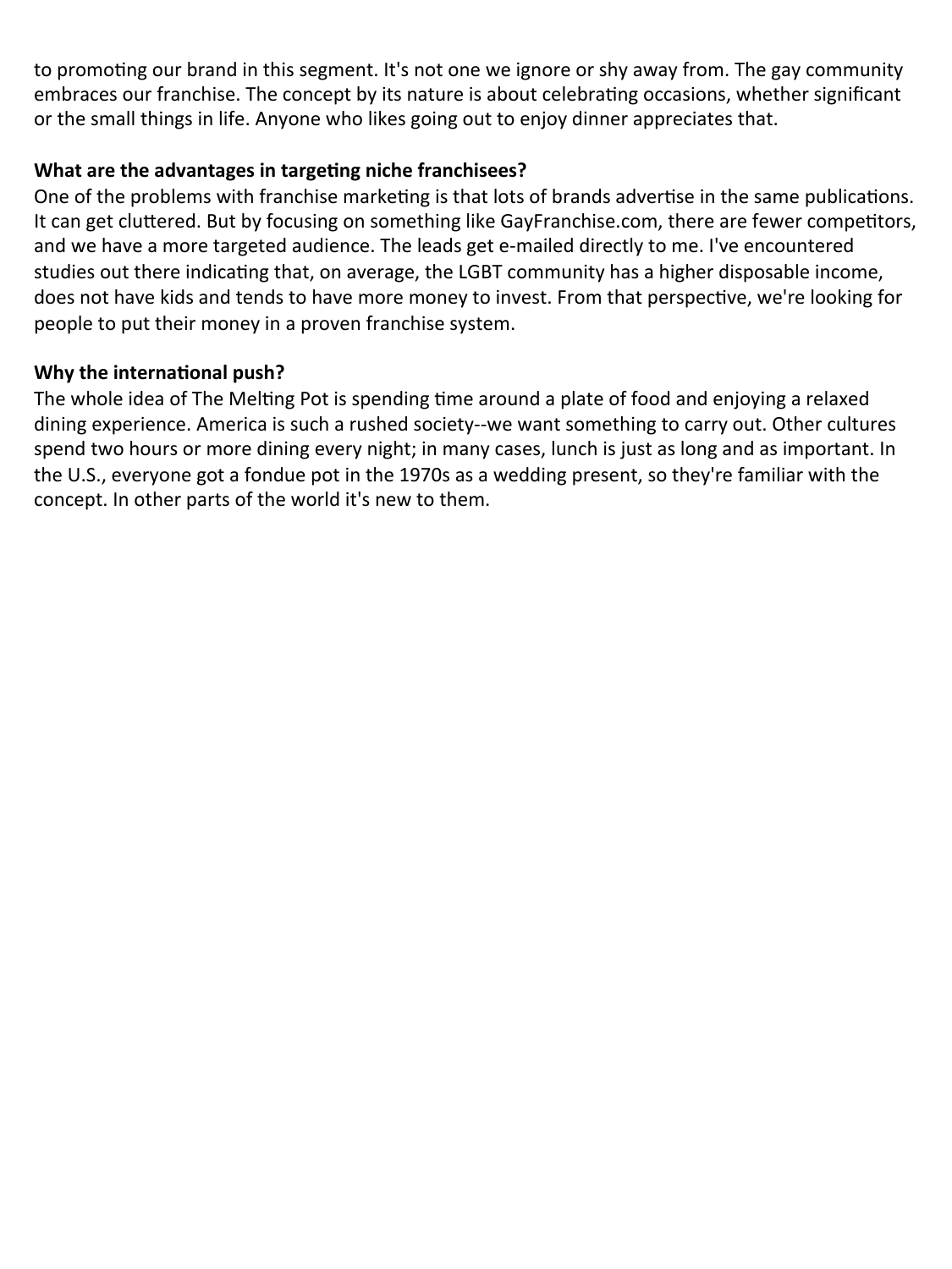to promoting our brand in this segment. It's not one we ignore or shy away from. The gay community embraces our franchise. The concept by its nature is about celebrating occasions, whether significant or the small things in life. Anyone who likes going out to enjoy dinner appreciates that.

**What are the advantages in targeting niche franchisees?**
One of the problems with franchise marketing is that lots of brands advertise in the same publications. It can get cluttered. But by focusing on something like GayFranchise.com, there are fewer competitors, and we have a more targeted audience. The leads get e-mailed directly to me. I've encountered studies out there indicating that, on average, the LGBT community has a higher disposable income, does not have kids and tends to have more money to invest. From that perspective, we're looking for people to put their money in a proven franchise system.

**Why the international push?**
The whole idea of The Melting Pot is spending time around a plate of food and enjoying a relaxed dining experience. America is such a rushed society--we want something to carry out. Other cultures spend two hours or more dining every night; in many cases, lunch is just as long and as important. In the U.S., everyone got a fondue pot in the 1970s as a wedding present, so they're familiar with the concept. In other parts of the world it's new to them.